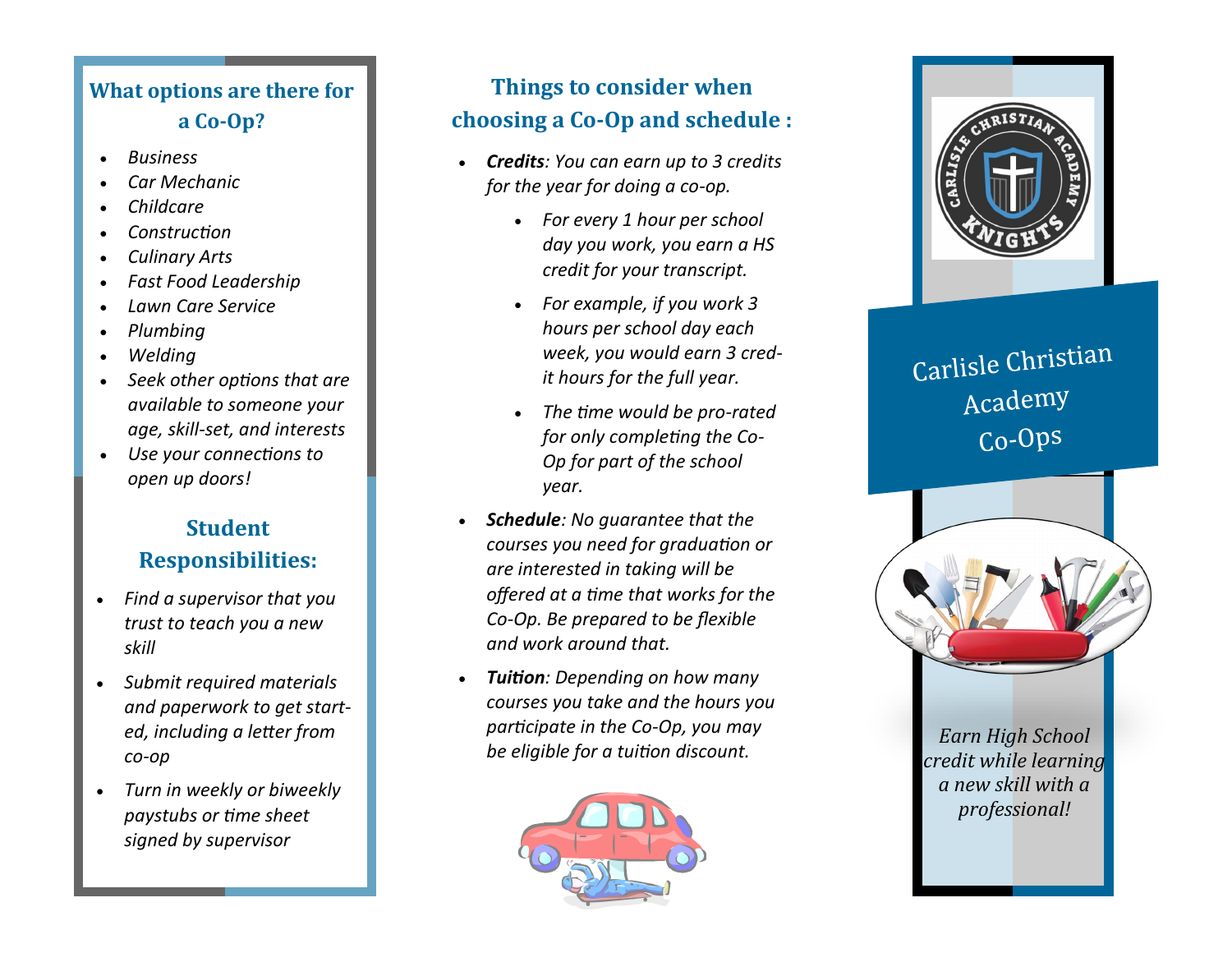## What options are there for a Co-Op?

- *Business*
- *Car Mechanic*
- *Childcare*
- *Construction*
- *Culinary Arts*
- *Fast Food Leadership*
- *Lawn Care Service*
- *Plumbing*
- *Welding*
- *Seek other options that are available to someone your age, skill-set, and interests*
- *Use your connections to open up doors!*

## Student Responsibilities:

- *Find a supervisor that you trust to teach you a new skill*
- *Submit required materials and paperwork to get started, including a letter from co-op*
- *Turn in weekly or biweekly paystubs or time sheet signed by supervisor*

## Things to consider when choosing a Co-Op and schedule :

- ***Credits**: You can earn up to 3 credits for the year for doing a co-op.*
  - *For every 1 hour per school day you work, you earn a HS credit for your transcript.*
  - *For example, if you work 3 hours per school day each week, you would earn 3 credit hours for the full year.*
  - *The time would be pro-rated for only completing the Co-Op for part of the school year.*
- ***Schedule**: No guarantee that the courses you need for graduation or are interested in taking will be offered at a time that works for the Co-Op. Be prepared to be flexible and work around that.*
- ***Tuition**: Depending on how many courses you take and the hours you participate in the Co-Op, you may be eligible for a tuition discount.*

CARLISLE CHRISTIAN ACADEMY KNIGHTS

# Carlisle Christian Academy Co-Ops

*Earn High School credit while learning a new skill with a professional!*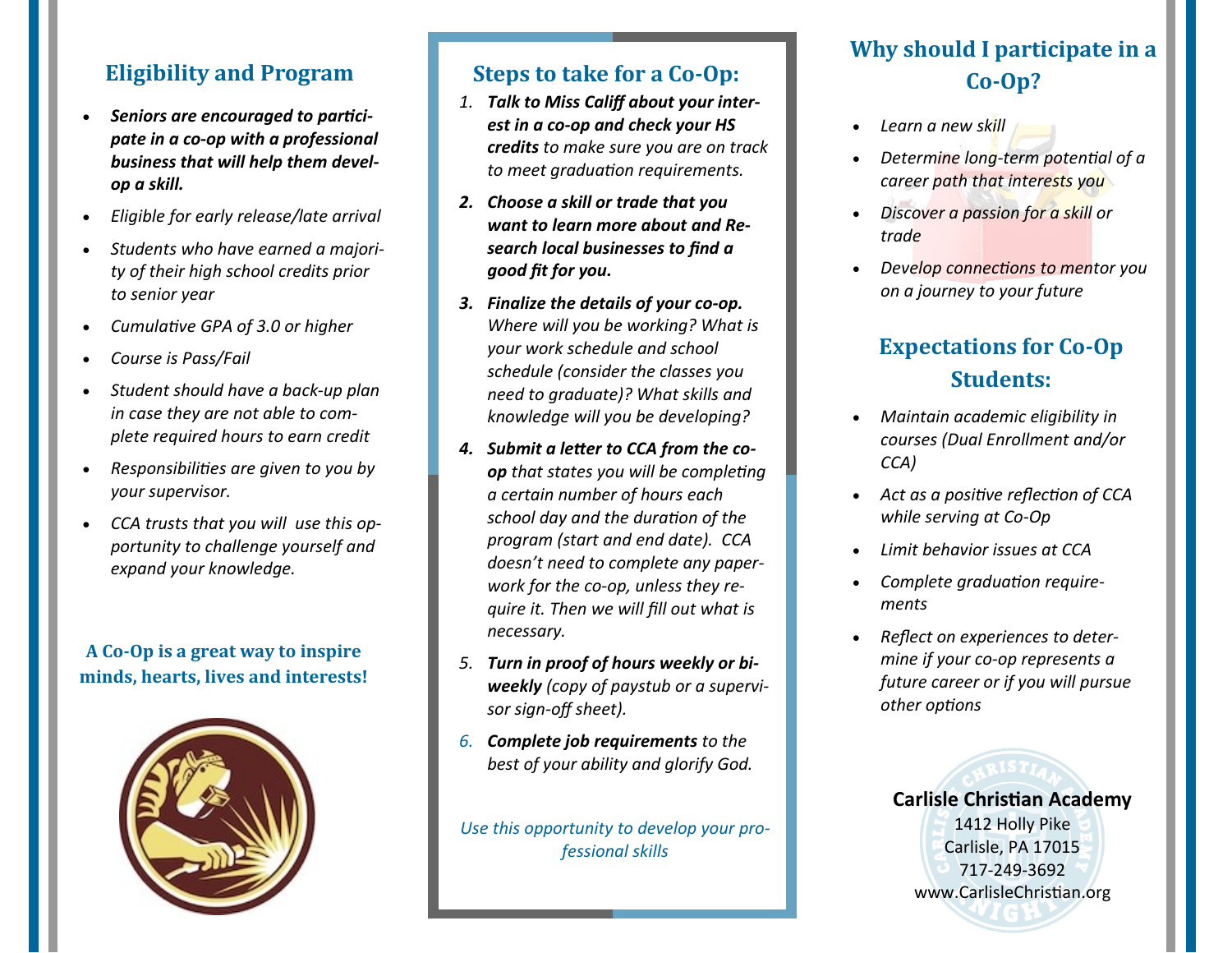## Eligibility and Program

- ***Seniors are encouraged to participate in a co-op with a professional business that will help them develop a skill.***
- *Eligible for early release/late arrival*
- *Students who have earned a majority of their high school credits prior to senior year*
- *Cumulative GPA of 3.0 or higher*
- *Course is Pass/Fail*
- *Student should have a back-up plan in case they are not able to complete required hours to earn credit*
- *Responsibilities are given to you by your supervisor.*
- *CCA trusts that you will use this opportunity to challenge yourself and expand your knowledge.*

**A Co-Op is a great way to inspire minds, hearts, lives and interests!**

## Steps to take for a Co-Op:

1. ***Talk to Miss Califf about your interest in a co-op and check your HS credits*** *to make sure you are on track to meet graduation requirements.*
2. ***Choose a skill or trade that you want to learn more about and Research local businesses to find a good fit for you.***
3. ***Finalize the details of your co-op.*** *Where will you be working? What is your work schedule and school schedule (consider the classes you need to graduate)? What skills and knowledge will you be developing?*
4. ***Submit a letter to CCA from the co-op*** *that states you will be completing a certain number of hours each school day and the duration of the program (start and end date). CCA doesn't need to complete any paperwork for the co-op, unless they require it. Then we will fill out what is necessary.*
5. ***Turn in proof of hours weekly or bi-weekly*** *(copy of paystub or a supervisor sign-off sheet).*
6. ***Complete job requirements*** *to the best of your ability and glorify God.*

*Use this opportunity to develop your professional skills*

## Why should I participate in a Co-Op?

- *Learn a new skill*
- *Determine long-term potential of a career path that interests you*
- *Discover a passion for a skill or trade*
- *Develop connections to mentor you on a journey to your future*

## Expectations for Co-Op Students:

- *Maintain academic eligibility in courses (Dual Enrollment and/or CCA)*
- *Act as a positive reflection of CCA while serving at Co-Op*
- *Limit behavior issues at CCA*
- *Complete graduation requirements*
- *Reflect on experiences to determine if your co-op represents a future career or if you will pursue other options*

**Carlisle Christian Academy**
1412 Holly Pike
Carlisle, PA 17015
717-249-3692
www.CarlisleChristian.org